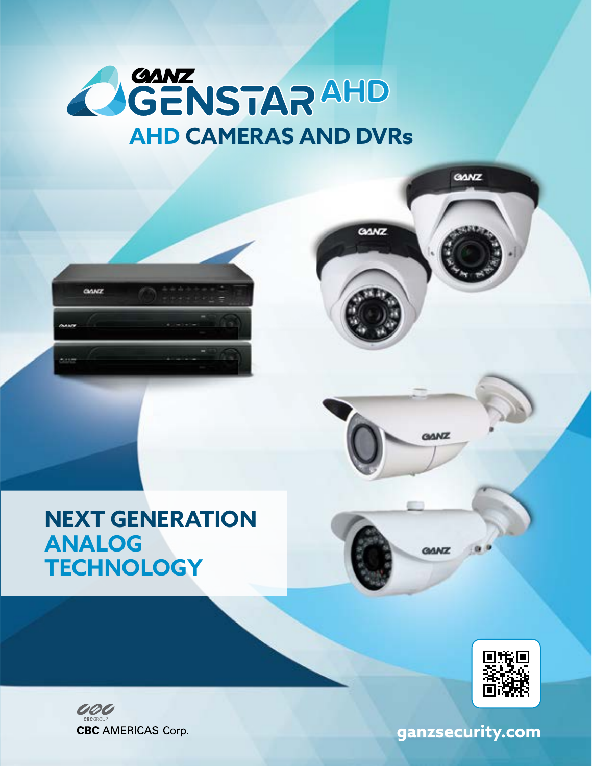# GANZ GENSTAR AHD

## AHD CAMERAS AND DVRs

## NEXT GENERATION ANALOG TECHNOLOGY

CBC GROUP

CBC AMERICAS Corp.

ganzsecurity.com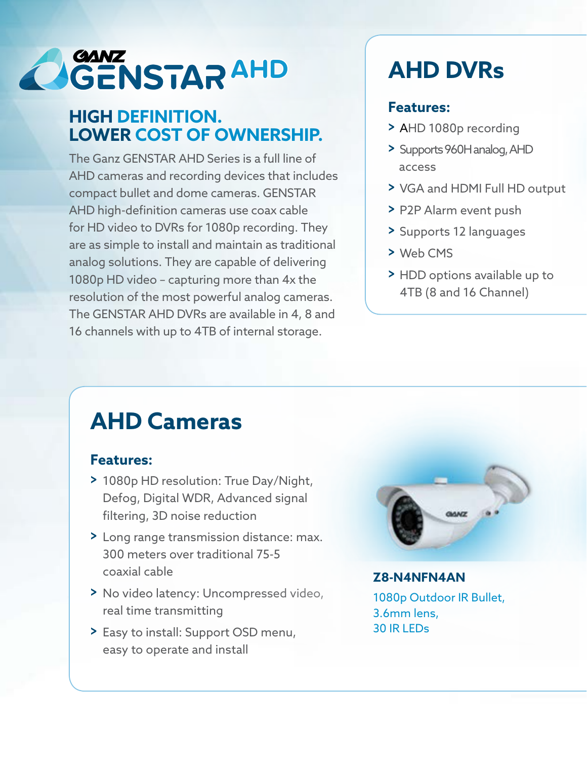# GANZ GENSTAR AHD

## HIGH DEFINITION. LOWER COST OF OWNERSHIP.

The Ganz GENSTAR AHD Series is a full line of AHD cameras and recording devices that includes compact bullet and dome cameras. GENSTAR AHD high-definition cameras use coax cable for HD video to DVRs for 1080p recording. They are as simple to install and maintain as traditional analog solutions. They are capable of delivering 1080p HD video – capturing more than 4x the resolution of the most powerful analog cameras. The GENSTAR AHD DVRs are available in 4, 8 and 16 channels with up to 4TB of internal storage.

## AHD DVRs

### Features:

- AHD 1080p recording
- Supports 960H analog, AHD access
- VGA and HDMI Full HD output
- P2P Alarm event push
- Supports 12 languages
- Web CMS
- HDD options available up to 4TB (8 and 16 Channel)

## AHD Cameras

### Features:

- 1080p HD resolution: True Day/Night, Defog, Digital WDR, Advanced signal filtering, 3D noise reduction
- Long range transmission distance: max. 300 meters over traditional 75-5 coaxial cable
- No video latency: Uncompressed video, real time transmitting
- Easy to install: Support OSD menu, easy to operate and install

**Z8-N4NFN4AN**

1080p Outdoor IR Bullet,
3.6mm lens,
30 IR LEDs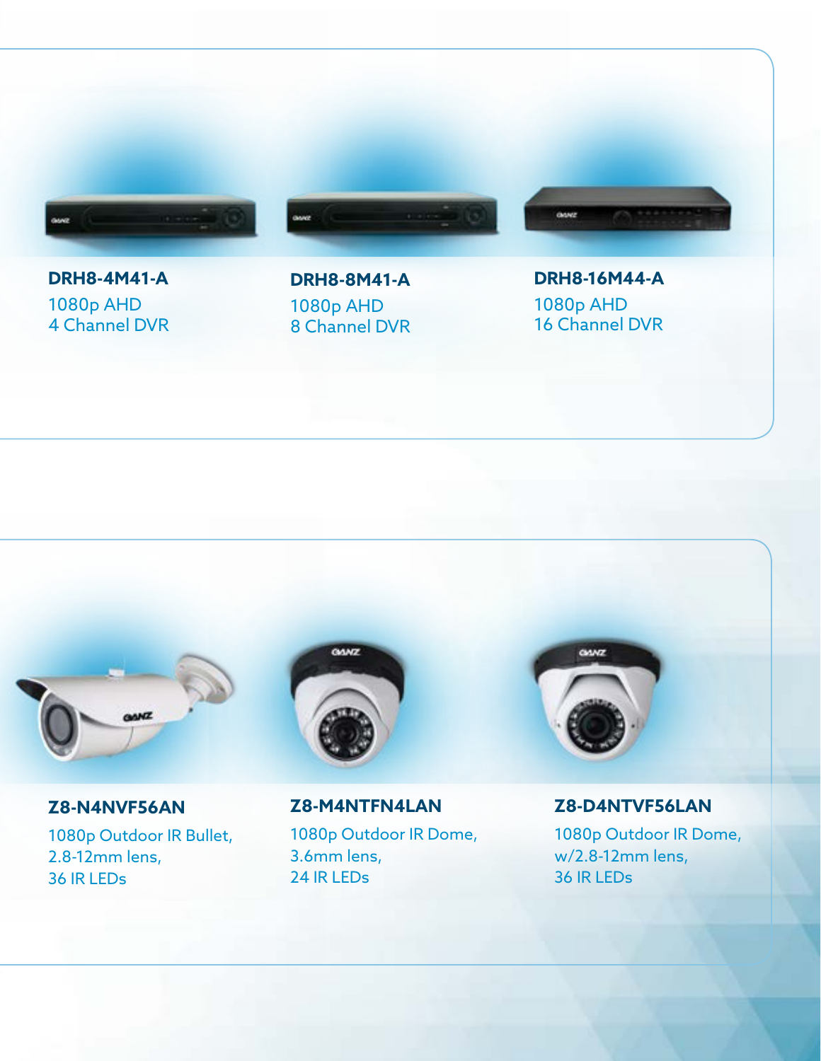**DRH8-4M41-A**

1080p AHD
4 Channel DVR

**DRH8-8M41-A**

1080p AHD
8 Channel DVR

**DRH8-16M44-A**

1080p AHD
16 Channel DVR

**Z8-N4NVF56AN**

1080p Outdoor IR Bullet,
2.8-12mm lens,
36 IR LEDs

**Z8-M4NTFN4LAN**

1080p Outdoor IR Dome,
3.6mm lens,
24 IR LEDs

**Z8-D4NTVF56LAN**

1080p Outdoor IR Dome,
w/2.8-12mm lens,
36 IR LEDs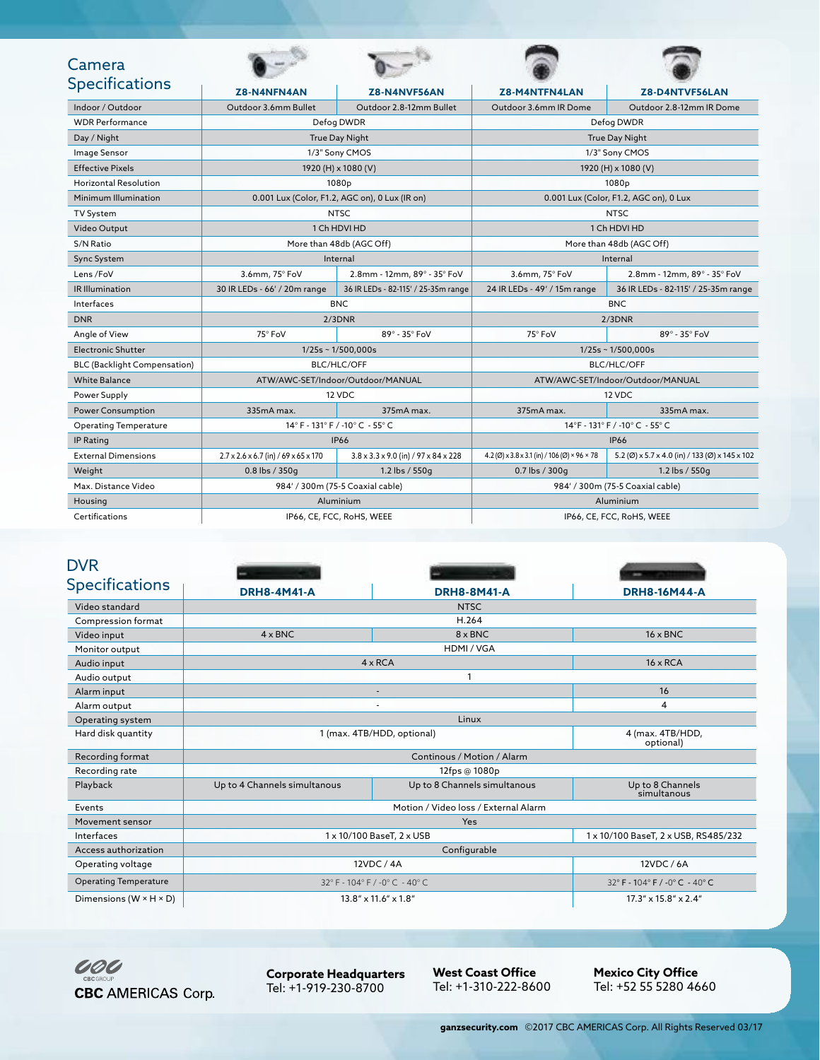## Camera Specifications

| | Z8-N4NFN4AN | Z8-N4NVF56AN | Z8-M4NTFN4LAN | Z8-D4NTVF56LAN |
|---|---|---|---|---|
| Indoor / Outdoor | Outdoor 3.6mm Bullet | Outdoor 2.8-12mm Bullet | Outdoor 3.6mm IR Dome | Outdoor 2.8-12mm IR Dome |
| WDR Performance | Defog DWDR | | Defog DWDR | |
| Day / Night | True Day Night | | True Day Night | |
| Image Sensor | 1/3" Sony CMOS | | 1/3" Sony CMOS | |
| Effective Pixels | 1920 (H) x 1080 (V) | | 1920 (H) x 1080 (V) | |
| Horizontal Resolution | 1080p | | 1080p | |
| Minimum Illumination | 0.001 Lux (Color, F1.2, AGC on), 0 Lux (IR on) | | 0.001 Lux (Color, F1.2, AGC on), 0 Lux | |
| TV System | NTSC | | NTSC | |
| Video Output | 1 Ch HDVI HD | | 1 Ch HDVI HD | |
| S/N Ratio | More than 48db (AGC Off) | | More than 48db (AGC Off) | |
| Sync System | Internal | | Internal | |
| Lens /FoV | 3.6mm, 75° FoV | 2.8mm - 12mm, 89° - 35° FoV | 3.6mm, 75° FoV | 2.8mm - 12mm, 89° - 35° FoV |
| IR Illumination | 30 IR LEDs - 66' / 20m range | 36 IR LEDs - 82-115' / 25-35m range | 24 IR LEDs - 49' / 15m range | 36 IR LEDs - 82-115' / 25-35m range |
| Interfaces | BNC | | BNC | |
| DNR | 2/3DNR | | 2/3DNR | |
| Angle of View | 75° FoV | 89° - 35° FoV | 75° FoV | 89° - 35° FoV |
| Electronic Shutter | 1/25s ~ 1/500,000s | | 1/25s ~ 1/500,000s | |
| BLC (Backlight Compensation) | BLC/HLC/OFF | | BLC/HLC/OFF | |
| White Balance | ATW/AWC-SET/Indoor/Outdoor/MANUAL | | ATW/AWC-SET/Indoor/Outdoor/MANUAL | |
| Power Supply | 12 VDC | | 12 VDC | |
| Power Consumption | 335mA max. | 375mA max. | 375mA max. | 335mA max. |
| Operating Temperature | 14° F - 131° F / -10° C - 55° C | | 14°F - 131° F / -10° C - 55° C | |
| IP Rating | IP66 | | IP66 | |
| External Dimensions | 2.7 x 2.6 x 6.7 (in) / 69 x 65 x 170 | 3.8 x 3.3 x 9.0 (in) / 97 x 84 x 228 | 4.2 (Ø) x 3.8 x 3.1 (in) / 106 (Ø) × 96 × 78 | 5.2 (Ø) x 5.7 x 4.0 (in) / 133 (Ø) x 145 x 102 |
| Weight | 0.8 lbs / 350g | 1.2 lbs / 550g | 0.7 lbs / 300g | 1.2 lbs / 550g |
| Max. Distance Video | 984' / 300m (75-5 Coaxial cable) | | 984' / 300m (75-5 Coaxial cable) | |
| Housing | Aluminium | | Aluminium | |
| Certifications | IP66, CE, FCC, RoHS, WEEE | | IP66, CE, FCC, RoHS, WEEE | |

## DVR Specifications

| | DRH8-4M41-A | DRH8-8M41-A | DRH8-16M44-A |
|---|---|---|---|
| Video standard | NTSC | | |
| Compression format | H.264 | | |
| Video input | 4 x BNC | 8 x BNC | 16 x BNC |
| Monitor output | HDMI / VGA | | |
| Audio input | 4 x RCA | | 16 x RCA |
| Audio output | 1 | | |
| Alarm input | - | | 16 |
| Alarm output | - | | 4 |
| Operating system | Linux | | |
| Hard disk quantity | 1 (max. 4TB/HDD, optional) | | 4 (max. 4TB/HDD, optional) |
| Recording format | Continous / Motion / Alarm | | |
| Recording rate | 12fps @ 1080p | | |
| Playback | Up to 4 Channels simultanous | Up to 8 Channels simultanous | Up to 8 Channels simultanous |
| Events | Motion / Video loss / External Alarm | | |
| Movement sensor | Yes | | |
| Interfaces | 1 x 10/100 BaseT, 2 x USB | | 1 x 10/100 BaseT, 2 x USB, RS485/232 |
| Access authorization | Configurable | | |
| Operating voltage | 12VDC / 4A | | 12VDC / 6A |
| Operating Temperature | 32° F - 104° F / -0° C - 40° C | | 32° F - 104° F / -0° C - 40° C |
| Dimensions (W × H × D) | 13.8" x 11.6" x 1.8" | | 17.3" x 15.8" x 2.4" |

CBC GROUP

**CBC** AMERICAS Corp.

**Corporate Headquarters**
Tel: +1-919-230-8700

**West Coast Office**
Tel: +1-310-222-8600

**Mexico City Office**
Tel: +52 55 5280 4660

**ganzsecurity.com** ©2017 CBC AMERICAS Corp. All Rights Reserved 03/17